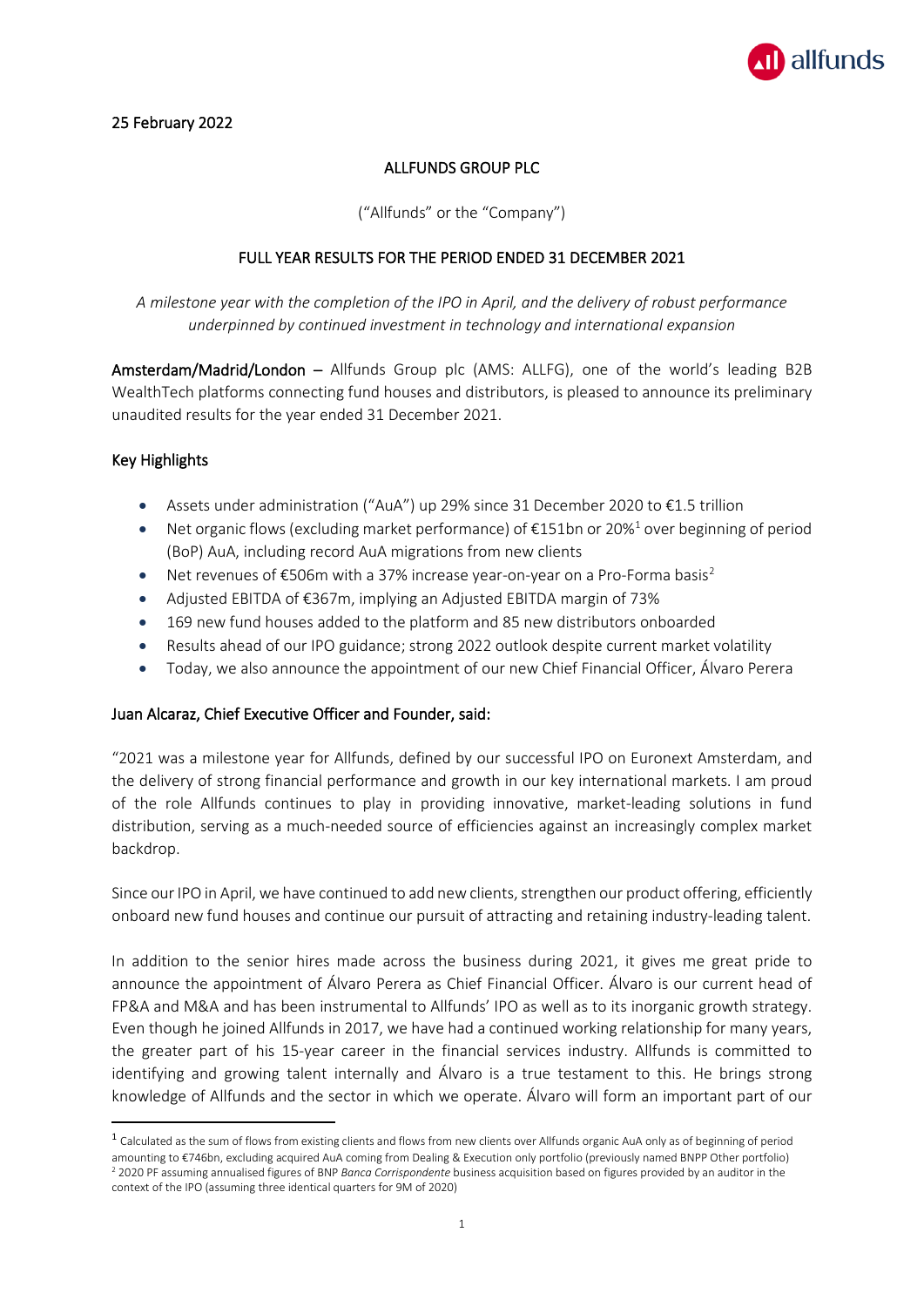25 February 2022

# ALLFUNDS GROUP PLC

("Allfunds" or the "Company")

## FULL YEAR RESULTS FOR THE PERIOD ENDED 31 DECEMBER 2021

*A milestone year with the completion of the IPO in April, and the delivery of robust performance underpinned by continued investment in technology and international expansion*

**Amsterdam/Madrid/London** – Allfunds Group plc (AMS: ALLFG), one of the world's leading B2B WealthTech platforms connecting fund houses and distributors, is pleased to announce its preliminary unaudited results for the year ended 31 December 2021.

### Key Highlights

- Assets under administration ("AuA") up 29% since 31 December 2020 to €1.5 trillion
- Net organic flows (excluding market performance) of €151bn or 20%[1] over beginning of period (BoP) AuA, including record AuA migrations from new clients
- Net revenues of €506m with a 37% increase year-on-year on a Pro-Forma basis[2]
- Adjusted EBITDA of €367m, implying an Adjusted EBITDA margin of 73%
- 169 new fund houses added to the platform and 85 new distributors onboarded
- Results ahead of our IPO guidance; strong 2022 outlook despite current market volatility
- Today, we also announce the appointment of our new Chief Financial Officer, Álvaro Perera

### Juan Alcaraz, Chief Executive Officer and Founder, said:

"2021 was a milestone year for Allfunds, defined by our successful IPO on Euronext Amsterdam, and the delivery of strong financial performance and growth in our key international markets. I am proud of the role Allfunds continues to play in providing innovative, market-leading solutions in fund distribution, serving as a much-needed source of efficiencies against an increasingly complex market backdrop.

Since our IPO in April, we have continued to add new clients, strengthen our product offering, efficiently onboard new fund houses and continue our pursuit of attracting and retaining industry-leading talent.

In addition to the senior hires made across the business during 2021, it gives me great pride to announce the appointment of Álvaro Perera as Chief Financial Officer. Álvaro is our current head of FP&A and M&A and has been instrumental to Allfunds' IPO as well as to its inorganic growth strategy. Even though he joined Allfunds in 2017, we have had a continued working relationship for many years, the greater part of his 15-year career in the financial services industry. Allfunds is committed to identifying and growing talent internally and Álvaro is a true testament to this. He brings strong knowledge of Allfunds and the sector in which we operate. Álvaro will form an important part of our

---

[1] Calculated as the sum of flows from existing clients and flows from new clients over Allfunds organic AuA only as of beginning of period amounting to €746bn, excluding acquired AuA coming from Dealing & Execution only portfolio (previously named BNPP Other portfolio)

[2] 2020 PF assuming annualised figures of BNP *Banca Corrispondente* business acquisition based on figures provided by an auditor in the context of the IPO (assuming three identical quarters for 9M of 2020)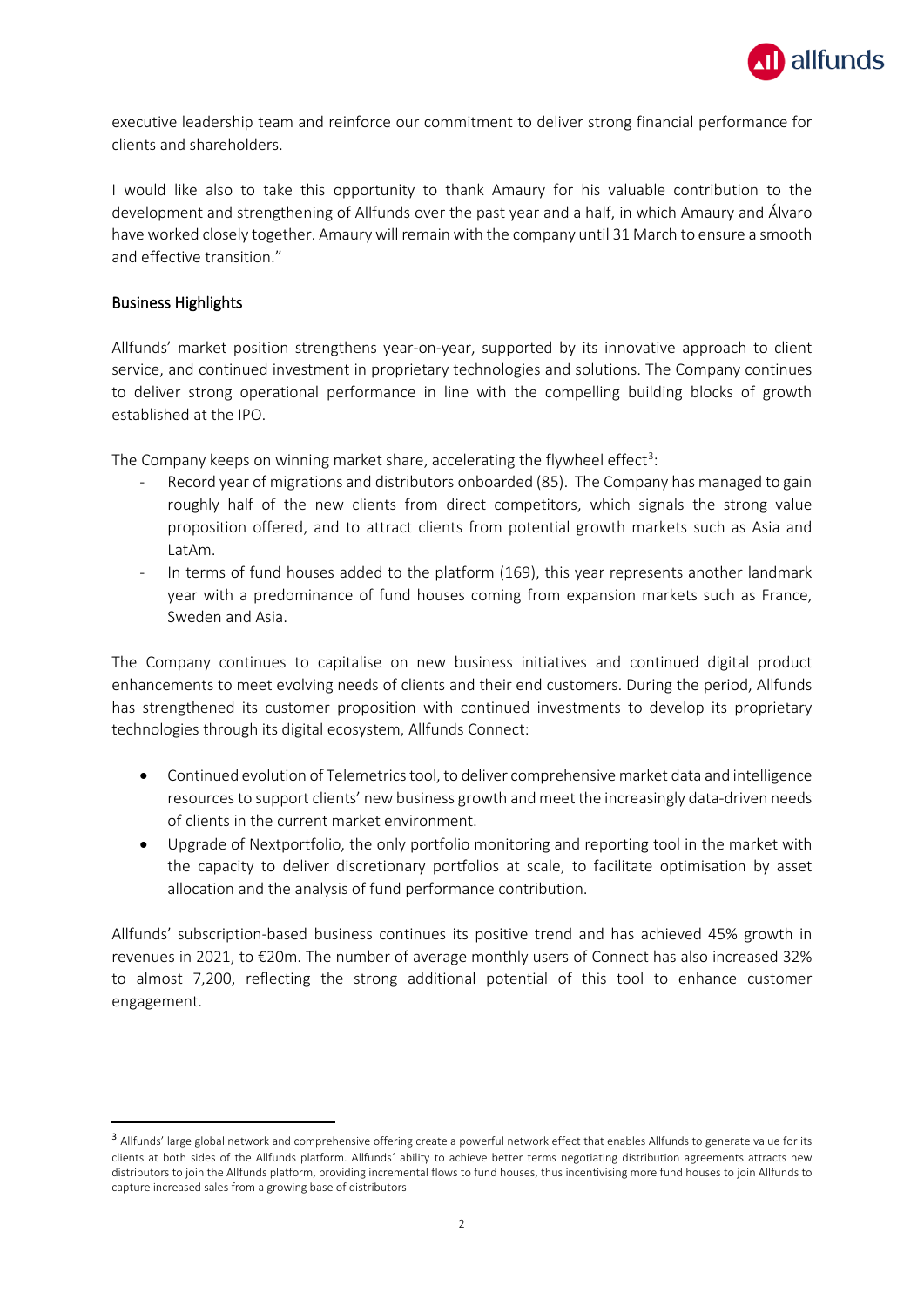executive leadership team and reinforce our commitment to deliver strong financial performance for clients and shareholders.

I would like also to take this opportunity to thank Amaury for his valuable contribution to the development and strengthening of Allfunds over the past year and a half, in which Amaury and Álvaro have worked closely together. Amaury will remain with the company until 31 March to ensure a smooth and effective transition."

## Business Highlights

Allfunds' market position strengthens year-on-year, supported by its innovative approach to client service, and continued investment in proprietary technologies and solutions. The Company continues to deliver strong operational performance in line with the compelling building blocks of growth established at the IPO.

The Company keeps on winning market share, accelerating the flywheel effect[3]:

- Record year of migrations and distributors onboarded (85). The Company has managed to gain roughly half of the new clients from direct competitors, which signals the strong value proposition offered, and to attract clients from potential growth markets such as Asia and LatAm.
- In terms of fund houses added to the platform (169), this year represents another landmark year with a predominance of fund houses coming from expansion markets such as France, Sweden and Asia.

The Company continues to capitalise on new business initiatives and continued digital product enhancements to meet evolving needs of clients and their end customers. During the period, Allfunds has strengthened its customer proposition with continued investments to develop its proprietary technologies through its digital ecosystem, Allfunds Connect:

- Continued evolution of Telemetrics tool, to deliver comprehensive market data and intelligence resources to support clients' new business growth and meet the increasingly data-driven needs of clients in the current market environment.
- Upgrade of Nextportfolio, the only portfolio monitoring and reporting tool in the market with the capacity to deliver discretionary portfolios at scale, to facilitate optimisation by asset allocation and the analysis of fund performance contribution.

Allfunds' subscription-based business continues its positive trend and has achieved 45% growth in revenues in 2021, to €20m. The number of average monthly users of Connect has also increased 32% to almost 7,200, reflecting the strong additional potential of this tool to enhance customer engagement.

---

[3] Allfunds' large global network and comprehensive offering create a powerful network effect that enables Allfunds to generate value for its clients at both sides of the Allfunds platform. Allfunds´ ability to achieve better terms negotiating distribution agreements attracts new distributors to join the Allfunds platform, providing incremental flows to fund houses, thus incentivising more fund houses to join Allfunds to capture increased sales from a growing base of distributors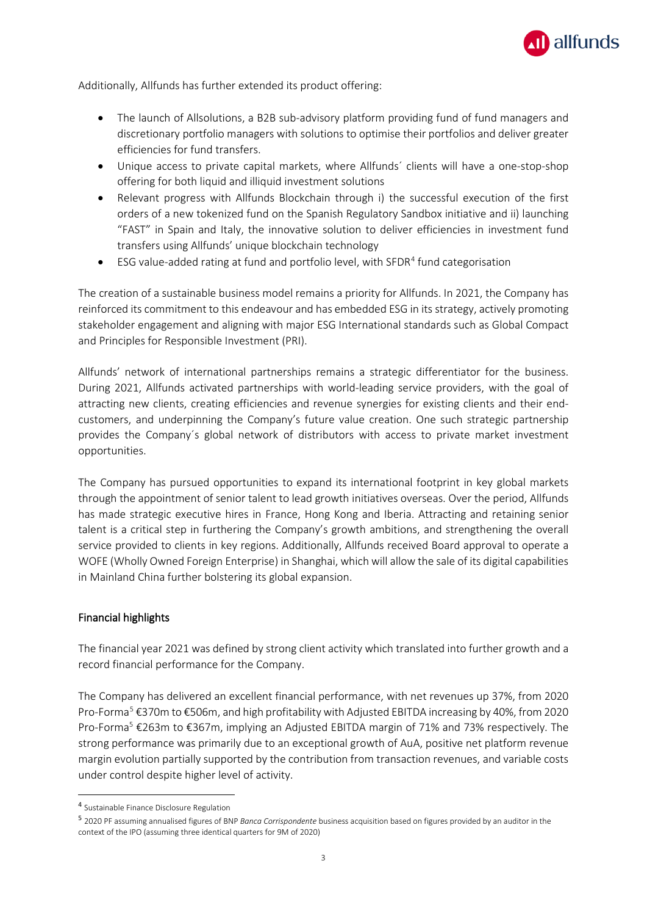Additionally, Allfunds has further extended its product offering:

- The launch of Allsolutions, a B2B sub-advisory platform providing fund of fund managers and discretionary portfolio managers with solutions to optimise their portfolios and deliver greater efficiencies for fund transfers.
- Unique access to private capital markets, where Allfunds´ clients will have a one-stop-shop offering for both liquid and illiquid investment solutions
- Relevant progress with Allfunds Blockchain through i) the successful execution of the first orders of a new tokenized fund on the Spanish Regulatory Sandbox initiative and ii) launching "FAST" in Spain and Italy, the innovative solution to deliver efficiencies in investment fund transfers using Allfunds' unique blockchain technology
- ESG value-added rating at fund and portfolio level, with SFDR[4] fund categorisation

The creation of a sustainable business model remains a priority for Allfunds. In 2021, the Company has reinforced its commitment to this endeavour and has embedded ESG in its strategy, actively promoting stakeholder engagement and aligning with major ESG International standards such as Global Compact and Principles for Responsible Investment (PRI).

Allfunds' network of international partnerships remains a strategic differentiator for the business. During 2021, Allfunds activated partnerships with world-leading service providers, with the goal of attracting new clients, creating efficiencies and revenue synergies for existing clients and their end-customers, and underpinning the Company's future value creation. One such strategic partnership provides the Company´s global network of distributors with access to private market investment opportunities.

The Company has pursued opportunities to expand its international footprint in key global markets through the appointment of senior talent to lead growth initiatives overseas. Over the period, Allfunds has made strategic executive hires in France, Hong Kong and Iberia. Attracting and retaining senior talent is a critical step in furthering the Company's growth ambitions, and strengthening the overall service provided to clients in key regions. Additionally, Allfunds received Board approval to operate a WOFE (Wholly Owned Foreign Enterprise) in Shanghai, which will allow the sale of its digital capabilities in Mainland China further bolstering its global expansion.

## Financial highlights

The financial year 2021 was defined by strong client activity which translated into further growth and a record financial performance for the Company.

The Company has delivered an excellent financial performance, with net revenues up 37%, from 2020 Pro-Forma[5] €370m to €506m, and high profitability with Adjusted EBITDA increasing by 40%, from 2020 Pro-Forma[5] €263m to €367m, implying an Adjusted EBITDA margin of 71% and 73% respectively. The strong performance was primarily due to an exceptional growth of AuA, positive net platform revenue margin evolution partially supported by the contribution from transaction revenues, and variable costs under control despite higher level of activity.

[4] Sustainable Finance Disclosure Regulation

[5] 2020 PF assuming annualised figures of BNP *Banca Corrispondente* business acquisition based on figures provided by an auditor in the context of the IPO (assuming three identical quarters for 9M of 2020)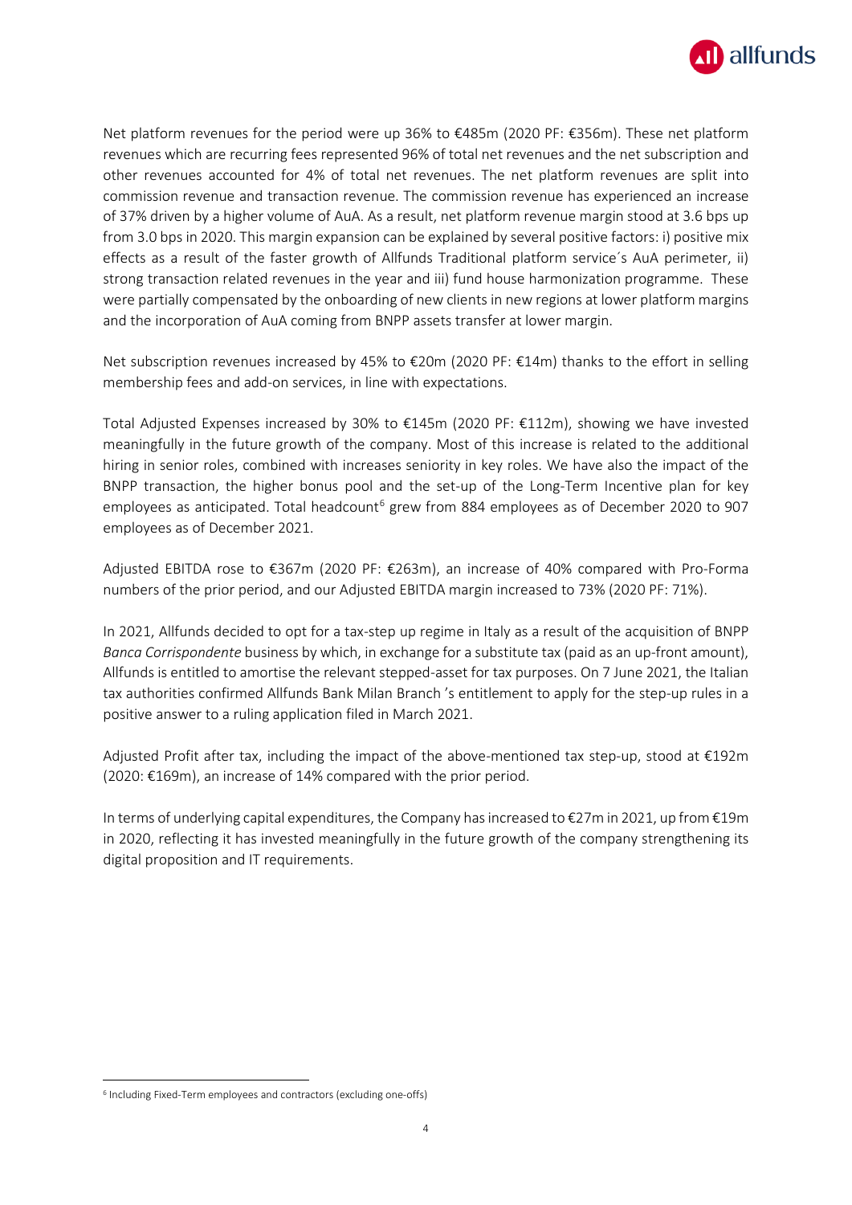Net platform revenues for the period were up 36% to €485m (2020 PF: €356m). These net platform revenues which are recurring fees represented 96% of total net revenues and the net subscription and other revenues accounted for 4% of total net revenues. The net platform revenues are split into commission revenue and transaction revenue. The commission revenue has experienced an increase of 37% driven by a higher volume of AuA. As a result, net platform revenue margin stood at 3.6 bps up from 3.0 bps in 2020. This margin expansion can be explained by several positive factors: i) positive mix effects as a result of the faster growth of Allfunds Traditional platform service´s AuA perimeter, ii) strong transaction related revenues in the year and iii) fund house harmonization programme. These were partially compensated by the onboarding of new clients in new regions at lower platform margins and the incorporation of AuA coming from BNPP assets transfer at lower margin.

Net subscription revenues increased by 45% to €20m (2020 PF: €14m) thanks to the effort in selling membership fees and add-on services, in line with expectations.

Total Adjusted Expenses increased by 30% to €145m (2020 PF: €112m), showing we have invested meaningfully in the future growth of the company. Most of this increase is related to the additional hiring in senior roles, combined with increases seniority in key roles. We have also the impact of the BNPP transaction, the higher bonus pool and the set-up of the Long-Term Incentive plan for key employees as anticipated. Total headcount[6] grew from 884 employees as of December 2020 to 907 employees as of December 2021.

Adjusted EBITDA rose to €367m (2020 PF: €263m), an increase of 40% compared with Pro-Forma numbers of the prior period, and our Adjusted EBITDA margin increased to 73% (2020 PF: 71%).

In 2021, Allfunds decided to opt for a tax-step up regime in Italy as a result of the acquisition of BNPP *Banca Corrispondente* business by which, in exchange for a substitute tax (paid as an up-front amount), Allfunds is entitled to amortise the relevant stepped-asset for tax purposes. On 7 June 2021, the Italian tax authorities confirmed Allfunds Bank Milan Branch 's entitlement to apply for the step-up rules in a positive answer to a ruling application filed in March 2021.

Adjusted Profit after tax, including the impact of the above-mentioned tax step-up, stood at €192m (2020: €169m), an increase of 14% compared with the prior period.

In terms of underlying capital expenditures, the Company has increased to €27m in 2021, up from €19m in 2020, reflecting it has invested meaningfully in the future growth of the company strengthening its digital proposition and IT requirements.

[6] Including Fixed-Term employees and contractors (excluding one-offs)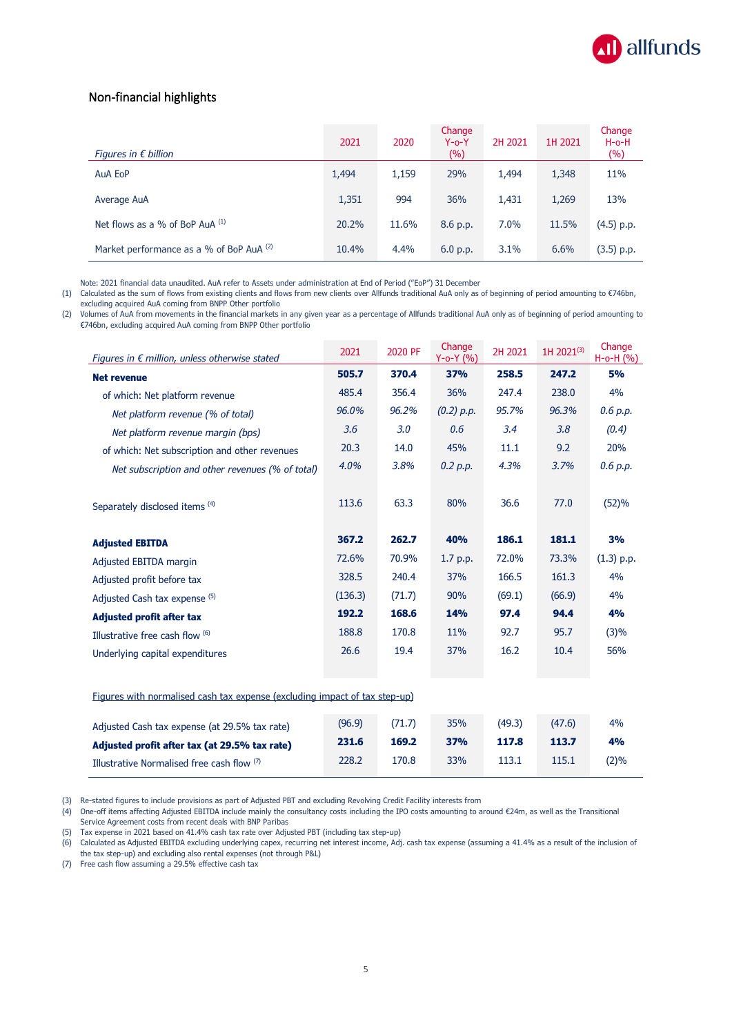## Non-financial highlights

| *Figures in € billion* | 2021 | 2020 | Change Y-o-Y (%) | 2H 2021 | 1H 2021 | Change H-o-H (%) |
|---|---|---|---|---|---|---|
| AuA EoP | 1,494 | 1,159 | 29% | 1,494 | 1,348 | 11% |
| Average AuA | 1,351 | 994 | 36% | 1,431 | 1,269 | 13% |
| Net flows as a % of BoP AuA (1) | 20.2% | 11.6% | 8.6 p.p. | 7.0% | 11.5% | (4.5) p.p. |
| Market performance as a % of BoP AuA (2) | 10.4% | 4.4% | 6.0 p.p. | 3.1% | 6.6% | (3.5) p.p. |

Note: 2021 financial data unaudited. AuA refer to Assets under administration at End of Period ("EoP") 31 December

(1) Calculated as the sum of flows from existing clients and flows from new clients over Allfunds traditional AuA only as of beginning of period amounting to €746bn, excluding acquired AuA coming from BNPP Other portfolio

(2) Volumes of AuA from movements in the financial markets in any given year as a percentage of Allfunds traditional AuA only as of beginning of period amounting to €746bn, excluding acquired AuA coming from BNPP Other portfolio

| *Figures in € million, unless otherwise stated* | 2021 | 2020 PF | Change Y-o-Y (%) | 2H 2021 | 1H 2021(3) | Change H-o-H (%) |
|---|---|---|---|---|---|---|
| **Net revenue** | **505.7** | **370.4** | **37%** | **258.5** | **247.2** | **5%** |
| of which: Net platform revenue | 485.4 | 356.4 | 36% | 247.4 | 238.0 | 4% |
| *Net platform revenue (% of total)* | *96.0%* | *96.2%* | *(0.2) p.p.* | *95.7%* | *96.3%* | *0.6 p.p.* |
| *Net platform revenue margin (bps)* | *3.6* | *3.0* | *0.6* | *3.4* | *3.8* | *(0.4)* |
| of which: Net subscription and other revenues | 20.3 | 14.0 | 45% | 11.1 | 9.2 | 20% |
| *Net subscription and other revenues (% of total)* | *4.0%* | *3.8%* | *0.2 p.p.* | *4.3%* | *3.7%* | *0.6 p.p.* |
| Separately disclosed items (4) | 113.6 | 63.3 | 80% | 36.6 | 77.0 | (52)% |
| **Adjusted EBITDA** | **367.2** | **262.7** | **40%** | **186.1** | **181.1** | **3%** |
| Adjusted EBITDA margin | 72.6% | 70.9% | 1.7 p.p. | 72.0% | 73.3% | (1.3) p.p. |
| Adjusted profit before tax | 328.5 | 240.4 | 37% | 166.5 | 161.3 | 4% |
| Adjusted Cash tax expense (5) | (136.3) | (71.7) | 90% | (69.1) | (66.9) | 4% |
| **Adjusted profit after tax** | **192.2** | **168.6** | **14%** | **97.4** | **94.4** | **4%** |
| Illustrative free cash flow (6) | 188.8 | 170.8 | 11% | 92.7 | 95.7 | (3)% |
| Underlying capital expenditures | 26.6 | 19.4 | 37% | 16.2 | 10.4 | 56% |
| Figures with normalised cash tax expense (excluding impact of tax step-up) | | | | | | |
| Adjusted Cash tax expense (at 29.5% tax rate) | (96.9) | (71.7) | 35% | (49.3) | (47.6) | 4% |
| **Adjusted profit after tax (at 29.5% tax rate)** | **231.6** | **169.2** | **37%** | **117.8** | **113.7** | **4%** |
| Illustrative Normalised free cash flow (7) | 228.2 | 170.8 | 33% | 113.1 | 115.1 | (2)% |

(3) Re-stated figures to include provisions as part of Adjusted PBT and excluding Revolving Credit Facility interests from

(4) One-off items affecting Adjusted EBITDA include mainly the consultancy costs including the IPO costs amounting to around €24m, as well as the Transitional Service Agreement costs from recent deals with BNP Paribas

(5) Tax expense in 2021 based on 41.4% cash tax rate over Adjusted PBT (including tax step-up)

(6) Calculated as Adjusted EBITDA excluding underlying capex, recurring net interest income, Adj. cash tax expense (assuming a 41.4% as a result of the inclusion of the tax step-up) and excluding also rental expenses (not through P&L)

(7) Free cash flow assuming a 29.5% effective cash tax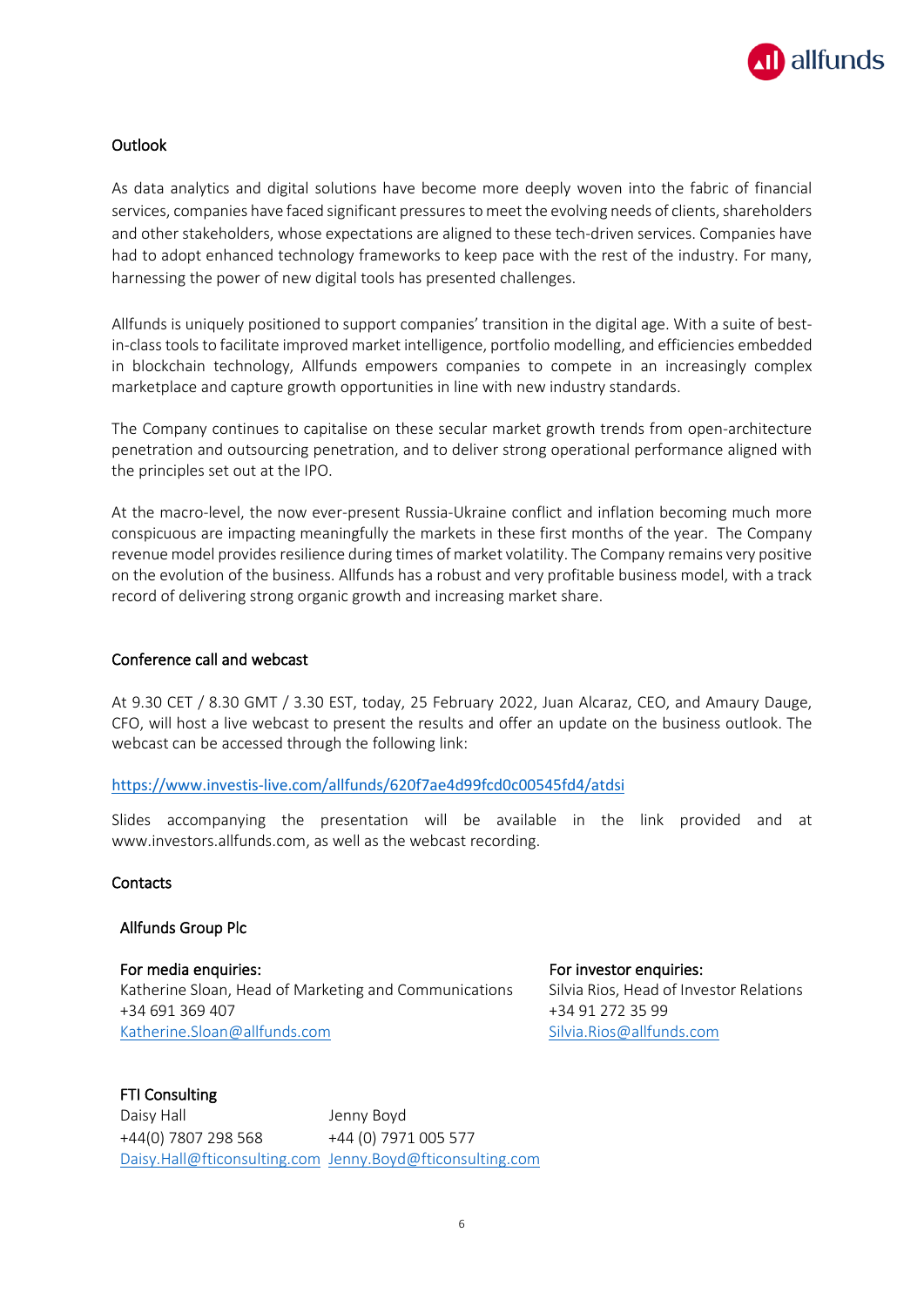## Outlook

As data analytics and digital solutions have become more deeply woven into the fabric of financial services, companies have faced significant pressures to meet the evolving needs of clients, shareholders and other stakeholders, whose expectations are aligned to these tech-driven services. Companies have had to adopt enhanced technology frameworks to keep pace with the rest of the industry. For many, harnessing the power of new digital tools has presented challenges.

Allfunds is uniquely positioned to support companies' transition in the digital age. With a suite of best-in-class tools to facilitate improved market intelligence, portfolio modelling, and efficiencies embedded in blockchain technology, Allfunds empowers companies to compete in an increasingly complex marketplace and capture growth opportunities in line with new industry standards.

The Company continues to capitalise on these secular market growth trends from open-architecture penetration and outsourcing penetration, and to deliver strong operational performance aligned with the principles set out at the IPO.

At the macro-level, the now ever-present Russia-Ukraine conflict and inflation becoming much more conspicuous are impacting meaningfully the markets in these first months of the year. The Company revenue model provides resilience during times of market volatility. The Company remains very positive on the evolution of the business. Allfunds has a robust and very profitable business model, with a track record of delivering strong organic growth and increasing market share.

## Conference call and webcast

At 9.30 CET / 8.30 GMT / 3.30 EST, today, 25 February 2022, Juan Alcaraz, CEO, and Amaury Dauge, CFO, will host a live webcast to present the results and offer an update on the business outlook. The webcast can be accessed through the following link:

https://www.investis-live.com/allfunds/620f7ae4d99fcd0c00545fd4/atdsi

Slides accompanying the presentation will be available in the link provided and at www.investors.allfunds.com, as well as the webcast recording.

## Contacts

### Allfunds Group Plc

**For media enquiries:**
Katherine Sloan, Head of Marketing and Communications
+34 691 369 407
Katherine.Sloan@allfunds.com

**For investor enquiries:**
Silvia Rios, Head of Investor Relations
+34 91 272 35 99
Silvia.Rios@allfunds.com

### FTI Consulting

Daisy Hall
+44(0) 7807 298 568
Daisy.Hall@fticonsulting.com

Jenny Boyd
+44 (0) 7971 005 577
Jenny.Boyd@fticonsulting.com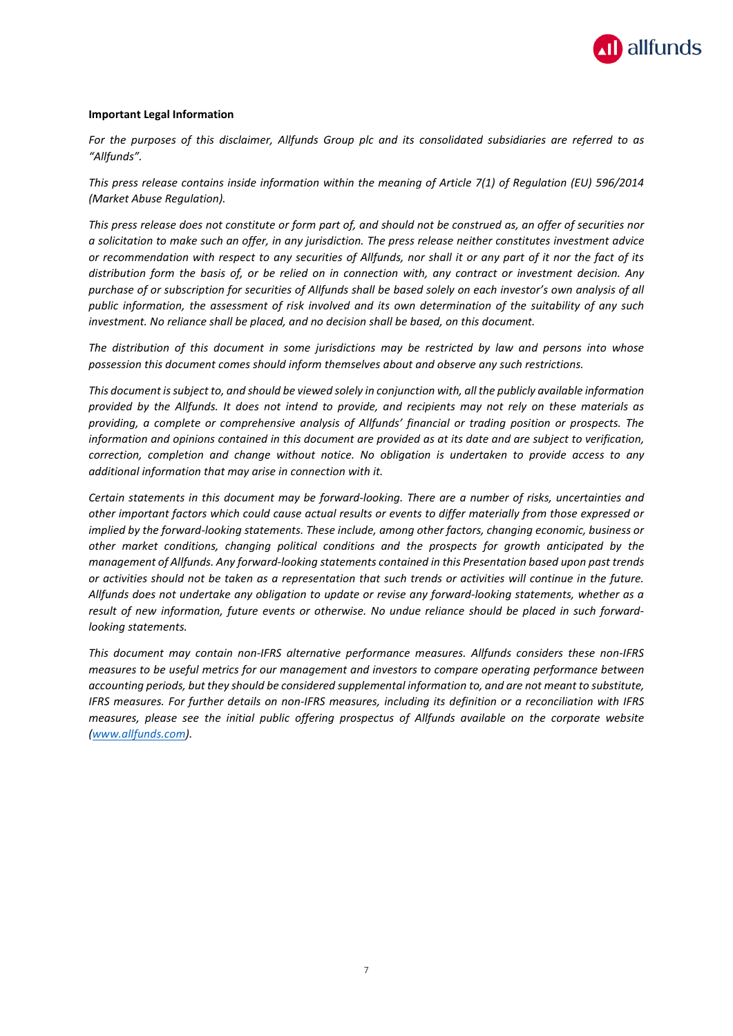**Important Legal Information**

*For the purposes of this disclaimer, Allfunds Group plc and its consolidated subsidiaries are referred to as "Allfunds".*

*This press release contains inside information within the meaning of Article 7(1) of Regulation (EU) 596/2014 (Market Abuse Regulation).*

*This press release does not constitute or form part of, and should not be construed as, an offer of securities nor a solicitation to make such an offer, in any jurisdiction. The press release neither constitutes investment advice or recommendation with respect to any securities of Allfunds, nor shall it or any part of it nor the fact of its distribution form the basis of, or be relied on in connection with, any contract or investment decision. Any purchase of or subscription for securities of Allfunds shall be based solely on each investor's own analysis of all public information, the assessment of risk involved and its own determination of the suitability of any such investment. No reliance shall be placed, and no decision shall be based, on this document.*

*The distribution of this document in some jurisdictions may be restricted by law and persons into whose possession this document comes should inform themselves about and observe any such restrictions.*

*This document is subject to, and should be viewed solely in conjunction with, all the publicly available information provided by the Allfunds. It does not intend to provide, and recipients may not rely on these materials as providing, a complete or comprehensive analysis of Allfunds' financial or trading position or prospects. The information and opinions contained in this document are provided as at its date and are subject to verification, correction, completion and change without notice. No obligation is undertaken to provide access to any additional information that may arise in connection with it.*

*Certain statements in this document may be forward-looking. There are a number of risks, uncertainties and other important factors which could cause actual results or events to differ materially from those expressed or implied by the forward-looking statements. These include, among other factors, changing economic, business or other market conditions, changing political conditions and the prospects for growth anticipated by the management of Allfunds. Any forward-looking statements contained in this Presentation based upon past trends or activities should not be taken as a representation that such trends or activities will continue in the future. Allfunds does not undertake any obligation to update or revise any forward-looking statements, whether as a result of new information, future events or otherwise. No undue reliance should be placed in such forward-looking statements.*

*This document may contain non-IFRS alternative performance measures. Allfunds considers these non-IFRS measures to be useful metrics for our management and investors to compare operating performance between accounting periods, but they should be considered supplemental information to, and are not meant to substitute, IFRS measures. For further details on non-IFRS measures, including its definition or a reconciliation with IFRS measures, please see the initial public offering prospectus of Allfunds available on the corporate website ([www.allfunds.com](www.allfunds.com)).*